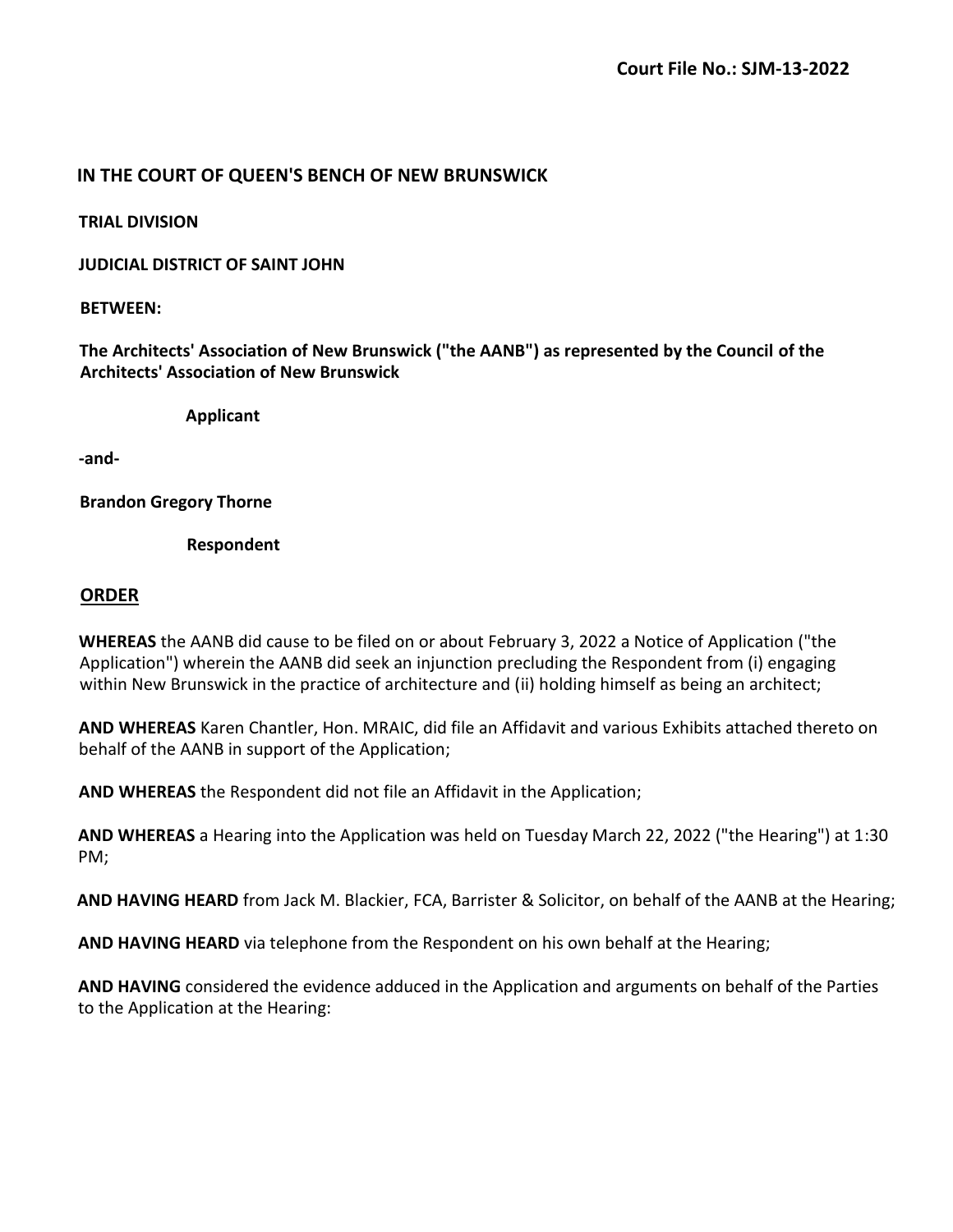**Court File No.: SJM-13-2022**

**IN THE COURT OF QUEEN'S BENCH OF NEW BRUNSWICK**

**TRIAL DIVISION**

**JUDICIAL DISTRICT OF SAINT JOHN**

**BETWEEN:**

**The Architects' Association of New Brunswick ("the AANB") as represented by the Council of the Architects' Association of New Brunswick**

**Applicant**

**-and-**

**Brandon Gregory Thorne**

**Respondent**

## ORDER

**WHEREAS** the AANB did cause to be filed on or about February 3, 2022 a Notice of Application ("the Application") wherein the AANB did seek an injunction precluding the Respondent from (i) engaging within New Brunswick in the practice of architecture and (ii) holding himself as being an architect;

**AND WHEREAS** Karen Chantler, Hon. MRAIC, did file an Affidavit and various Exhibits attached thereto on behalf of the AANB in support of the Application;

**AND WHEREAS** the Respondent did not file an Affidavit in the Application;

**AND WHEREAS** a Hearing into the Application was held on Tuesday March 22, 2022 ("the Hearing") at 1:30 PM;

**AND HAVING HEARD** from Jack M. Blackier, FCA, Barrister & Solicitor, on behalf of the AANB at the Hearing;

**AND HAVING HEARD** via telephone from the Respondent on his own behalf at the Hearing;

**AND HAVING** considered the evidence adduced in the Application and arguments on behalf of the Parties to the Application at the Hearing: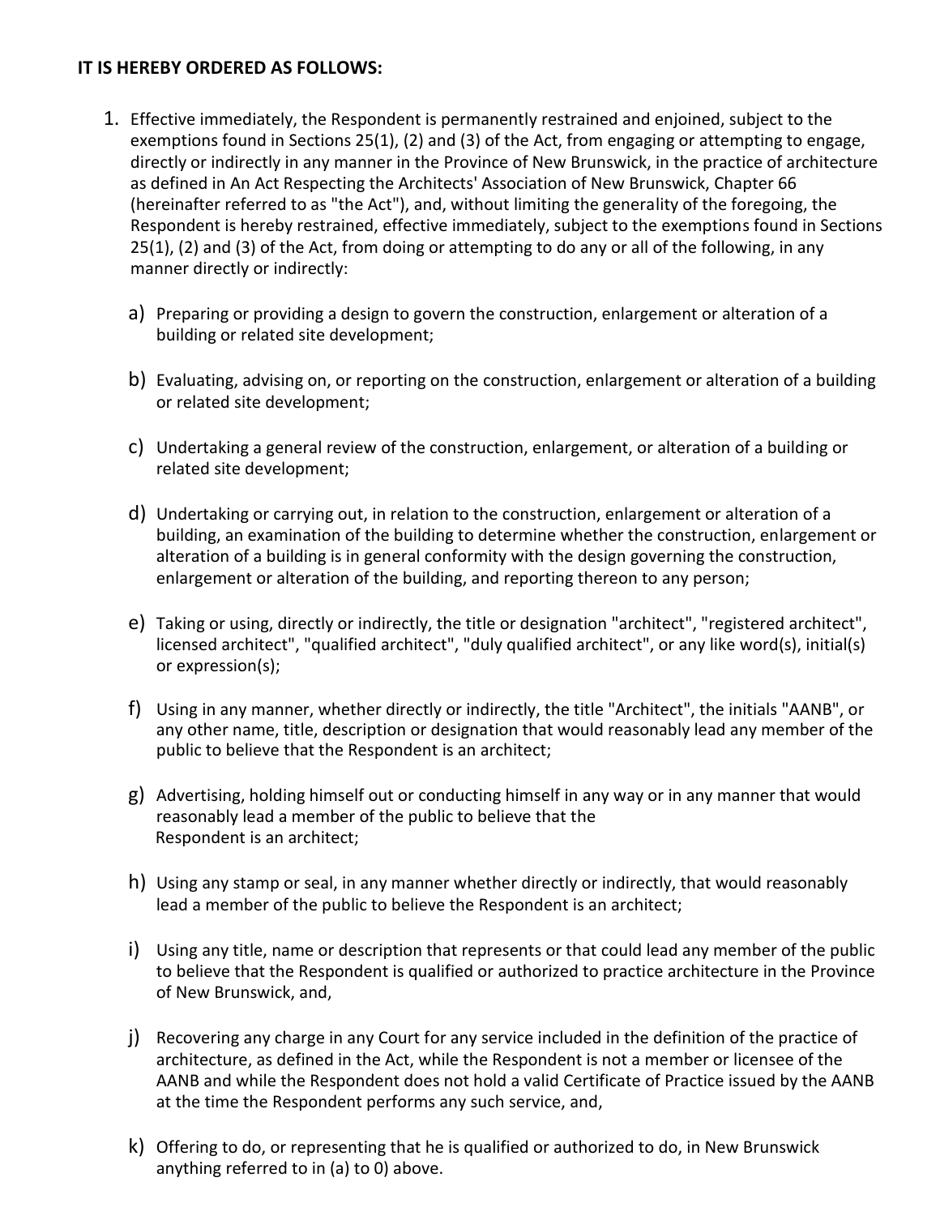**IT IS HEREBY ORDERED AS FOLLOWS:**

1. Effective immediately, the Respondent is permanently restrained and enjoined, subject to the exemptions found in Sections 25(1), (2) and (3) of the Act, from engaging or attempting to engage, directly or indirectly in any manner in the Province of New Brunswick, in the practice of architecture as defined in An Act Respecting the Architects' Association of New Brunswick, Chapter 66 (hereinafter referred to as "the Act"), and, without limiting the generality of the foregoing, the Respondent is hereby restrained, effective immediately, subject to the exemptions found in Sections 25(1), (2) and (3) of the Act, from doing or attempting to do any or all of the following, in any manner directly or indirectly:

   a) Preparing or providing a design to govern the construction, enlargement or alteration of a building or related site development;

   b) Evaluating, advising on, or reporting on the construction, enlargement or alteration of a building or related site development;

   c) Undertaking a general review of the construction, enlargement, or alteration of a building or related site development;

   d) Undertaking or carrying out, in relation to the construction, enlargement or alteration of a building, an examination of the building to determine whether the construction, enlargement or alteration of a building is in general conformity with the design governing the construction, enlargement or alteration of the building, and reporting thereon to any person;

   e) Taking or using, directly or indirectly, the title or designation "architect", "registered architect", licensed architect", "qualified architect", "duly qualified architect", or any like word(s), initial(s) or expression(s);

   f) Using in any manner, whether directly or indirectly, the title "Architect", the initials "AANB", or any other name, title, description or designation that would reasonably lead any member of the public to believe that the Respondent is an architect;

   g) Advertising, holding himself out or conducting himself in any way or in any manner that would reasonably lead a member of the public to believe that the Respondent is an architect;

   h) Using any stamp or seal, in any manner whether directly or indirectly, that would reasonably lead a member of the public to believe the Respondent is an architect;

   i) Using any title, name or description that represents or that could lead any member of the public to believe that the Respondent is qualified or authorized to practice architecture in the Province of New Brunswick, and,

   j) Recovering any charge in any Court for any service included in the definition of the practice of architecture, as defined in the Act, while the Respondent is not a member or licensee of the AANB and while the Respondent does not hold a valid Certificate of Practice issued by the AANB at the time the Respondent performs any such service, and,

   k) Offering to do, or representing that he is qualified or authorized to do, in New Brunswick anything referred to in (a) to 0) above.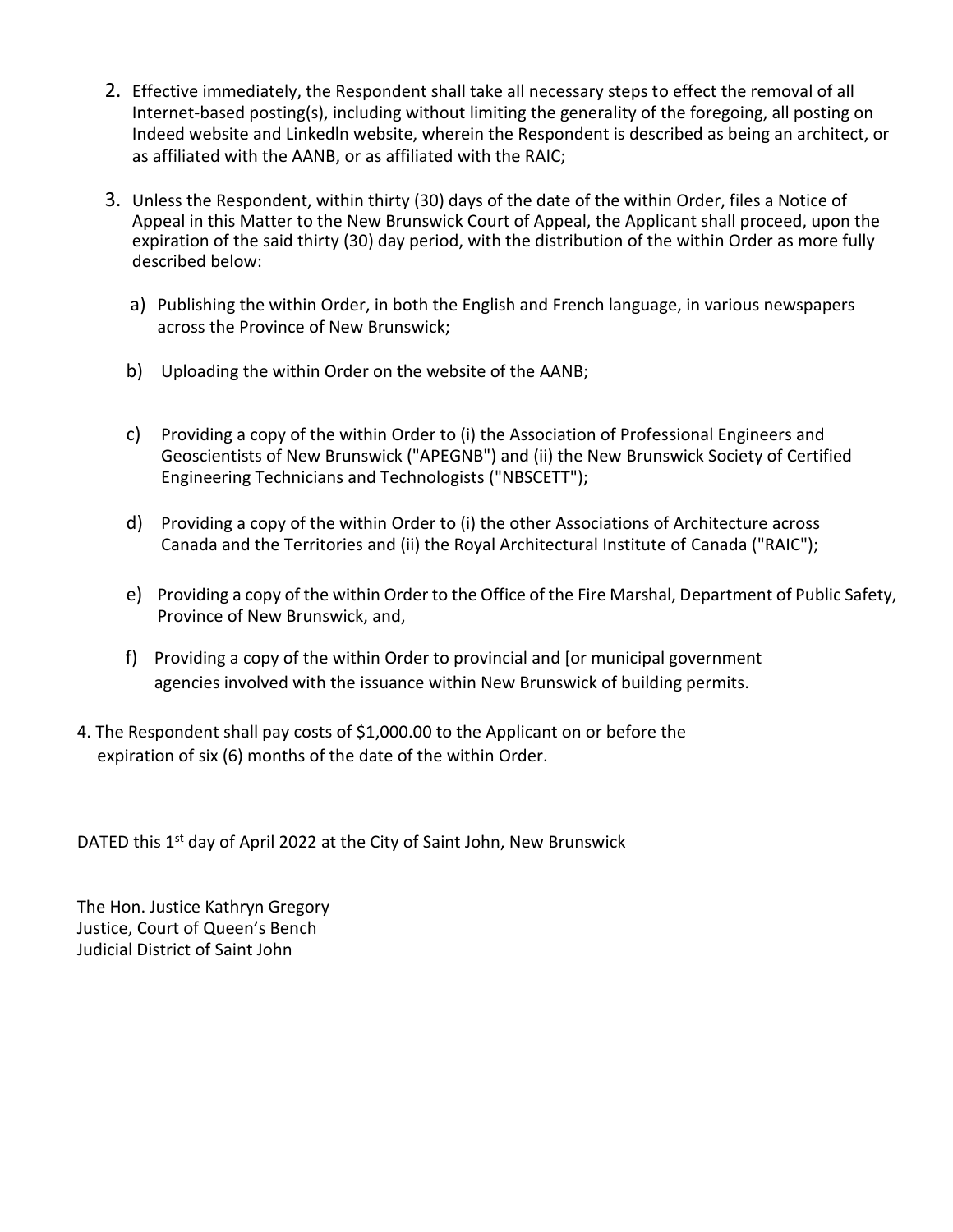2. Effective immediately, the Respondent shall take all necessary steps to effect the removal of all Internet-based posting(s), including without limiting the generality of the foregoing, all posting on Indeed website and Linkedln website, wherein the Respondent is described as being an architect, or as affiliated with the AANB, or as affiliated with the RAIC;

3. Unless the Respondent, within thirty (30) days of the date of the within Order, files a Notice of Appeal in this Matter to the New Brunswick Court of Appeal, the Applicant shall proceed, upon the expiration of the said thirty (30) day period, with the distribution of the within Order as more fully described below:

   a) Publishing the within Order, in both the English and French language, in various newspapers across the Province of New Brunswick;

   b) Uploading the within Order on the website of the AANB;

   c) Providing a copy of the within Order to (i) the Association of Professional Engineers and Geoscientists of New Brunswick ("APEGNB") and (ii) the New Brunswick Society of Certified Engineering Technicians and Technologists ("NBSCETT");

   d) Providing a copy of the within Order to (i) the other Associations of Architecture across Canada and the Territories and (ii) the Royal Architectural Institute of Canada ("RAIC");

   e) Providing a copy of the within Order to the Office of the Fire Marshal, Department of Public Safety, Province of New Brunswick, and,

   f) Providing a copy of the within Order to provincial and [or municipal government agencies involved with the issuance within New Brunswick of building permits.

4. The Respondent shall pay costs of $1,000.00 to the Applicant on or before the expiration of six (6) months of the date of the within Order.

DATED this 1st day of April 2022 at the City of Saint John, New Brunswick

The Hon. Justice Kathryn Gregory
Justice, Court of Queen's Bench
Judicial District of Saint John